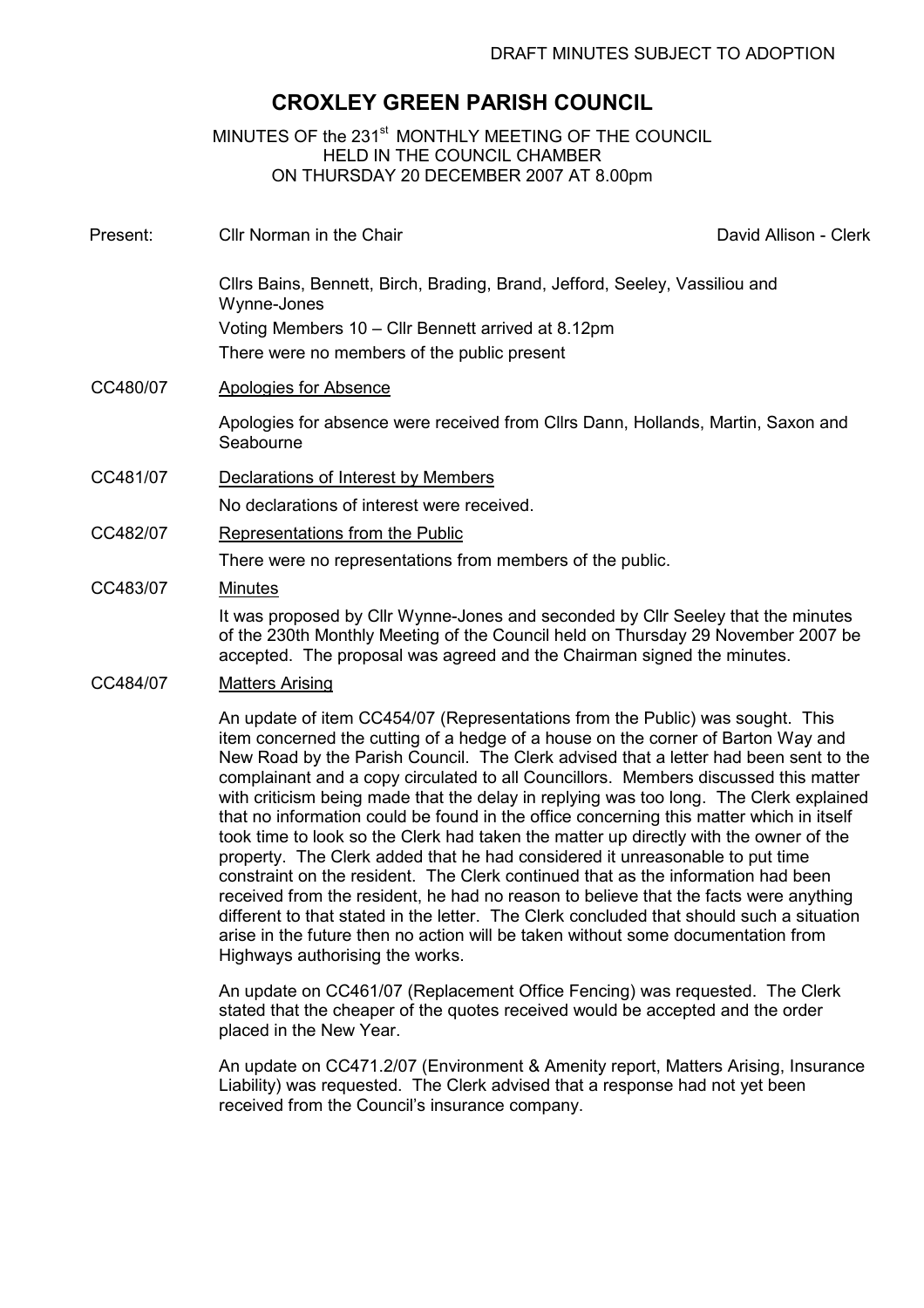DRAFT MINUTES SUBJECT TO ADOPTION

# CROXLEY GREEN PARISH COUNCIL

MINUTES OF the 231st MONTHLY MEETING OF THE COUNCIL
HELD IN THE COUNCIL CHAMBER
ON THURSDAY 20 DECEMBER 2007 AT 8.00pm

Present: Cllr Norman in the Chair — David Allison - Clerk

Cllrs Bains, Bennett, Birch, Brading, Brand, Jefford, Seeley, Vassiliou and Wynne-Jones

Voting Members 10 – Cllr Bennett arrived at 8.12pm

There were no members of the public present

**CC480/07 Apologies for Absence**

Apologies for absence were received from Cllrs Dann, Hollands, Martin, Saxon and Seabourne

**CC481/07 Declarations of Interest by Members**

No declarations of interest were received.

**CC482/07 Representations from the Public**

There were no representations from members of the public.

**CC483/07 Minutes**

It was proposed by Cllr Wynne-Jones and seconded by Cllr Seeley that the minutes of the 230th Monthly Meeting of the Council held on Thursday 29 November 2007 be accepted. The proposal was agreed and the Chairman signed the minutes.

**CC484/07 Matters Arising**

An update of item CC454/07 (Representations from the Public) was sought. This item concerned the cutting of a hedge of a house on the corner of Barton Way and New Road by the Parish Council. The Clerk advised that a letter had been sent to the complainant and a copy circulated to all Councillors. Members discussed this matter with criticism being made that the delay in replying was too long. The Clerk explained that no information could be found in the office concerning this matter which in itself took time to look so the Clerk had taken the matter up directly with the owner of the property. The Clerk added that he had considered it unreasonable to put time constraint on the resident. The Clerk continued that as the information had been received from the resident, he had no reason to believe that the facts were anything different to that stated in the letter. The Clerk concluded that should such a situation arise in the future then no action will be taken without some documentation from Highways authorising the works.

An update on CC461/07 (Replacement Office Fencing) was requested. The Clerk stated that the cheaper of the quotes received would be accepted and the order placed in the New Year.

An update on CC471.2/07 (Environment & Amenity report, Matters Arising, Insurance Liability) was requested. The Clerk advised that a response had not yet been received from the Council's insurance company.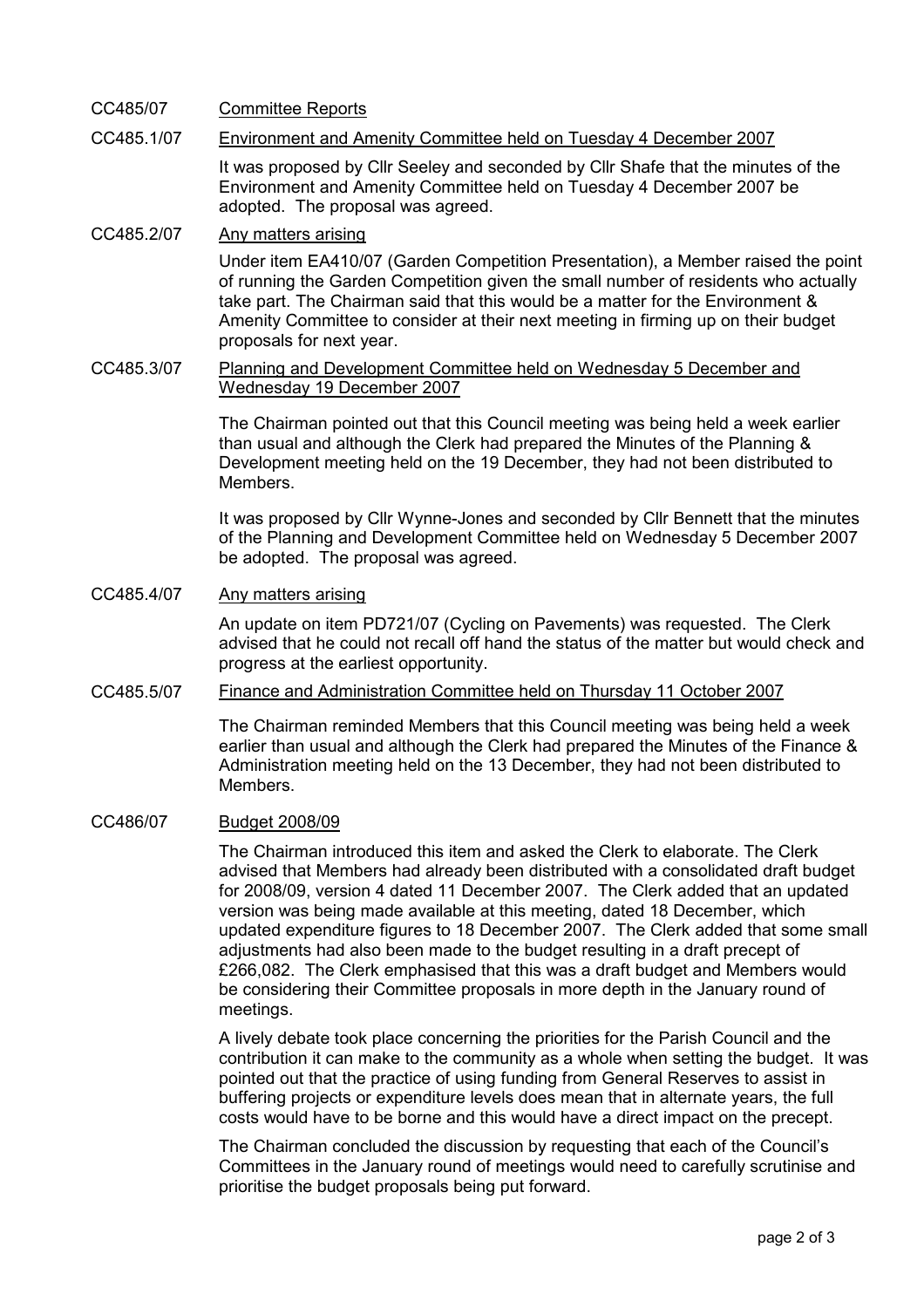**CC485/07** <u>Committee Reports</u>

**CC485.1/07** <u>Environment and Amenity Committee held on Tuesday 4 December 2007</u>

It was proposed by Cllr Seeley and seconded by Cllr Shafe that the minutes of the Environment and Amenity Committee held on Tuesday 4 December 2007 be adopted. The proposal was agreed.

**CC485.2/07** <u>Any matters arising</u>

Under item EA410/07 (Garden Competition Presentation), a Member raised the point of running the Garden Competition given the small number of residents who actually take part. The Chairman said that this would be a matter for the Environment & Amenity Committee to consider at their next meeting in firming up on their budget proposals for next year.

**CC485.3/07** <u>Planning and Development Committee held on Wednesday 5 December and Wednesday 19 December 2007</u>

The Chairman pointed out that this Council meeting was being held a week earlier than usual and although the Clerk had prepared the Minutes of the Planning & Development meeting held on the 19 December, they had not been distributed to Members.

It was proposed by Cllr Wynne-Jones and seconded by Cllr Bennett that the minutes of the Planning and Development Committee held on Wednesday 5 December 2007 be adopted. The proposal was agreed.

**CC485.4/07** <u>Any matters arising</u>

An update on item PD721/07 (Cycling on Pavements) was requested. The Clerk advised that he could not recall off hand the status of the matter but would check and progress at the earliest opportunity.

**CC485.5/07** <u>Finance and Administration Committee held on Thursday 11 October 2007</u>

The Chairman reminded Members that this Council meeting was being held a week earlier than usual and although the Clerk had prepared the Minutes of the Finance & Administration meeting held on the 13 December, they had not been distributed to Members.

**CC486/07** <u>Budget 2008/09</u>

The Chairman introduced this item and asked the Clerk to elaborate. The Clerk advised that Members had already been distributed with a consolidated draft budget for 2008/09, version 4 dated 11 December 2007. The Clerk added that an updated version was being made available at this meeting, dated 18 December, which updated expenditure figures to 18 December 2007. The Clerk added that some small adjustments had also been made to the budget resulting in a draft precept of £266,082. The Clerk emphasised that this was a draft budget and Members would be considering their Committee proposals in more depth in the January round of meetings.

A lively debate took place concerning the priorities for the Parish Council and the contribution it can make to the community as a whole when setting the budget. It was pointed out that the practice of using funding from General Reserves to assist in buffering projects or expenditure levels does mean that in alternate years, the full costs would have to be borne and this would have a direct impact on the precept.

The Chairman concluded the discussion by requesting that each of the Council's Committees in the January round of meetings would need to carefully scrutinise and prioritise the budget proposals being put forward.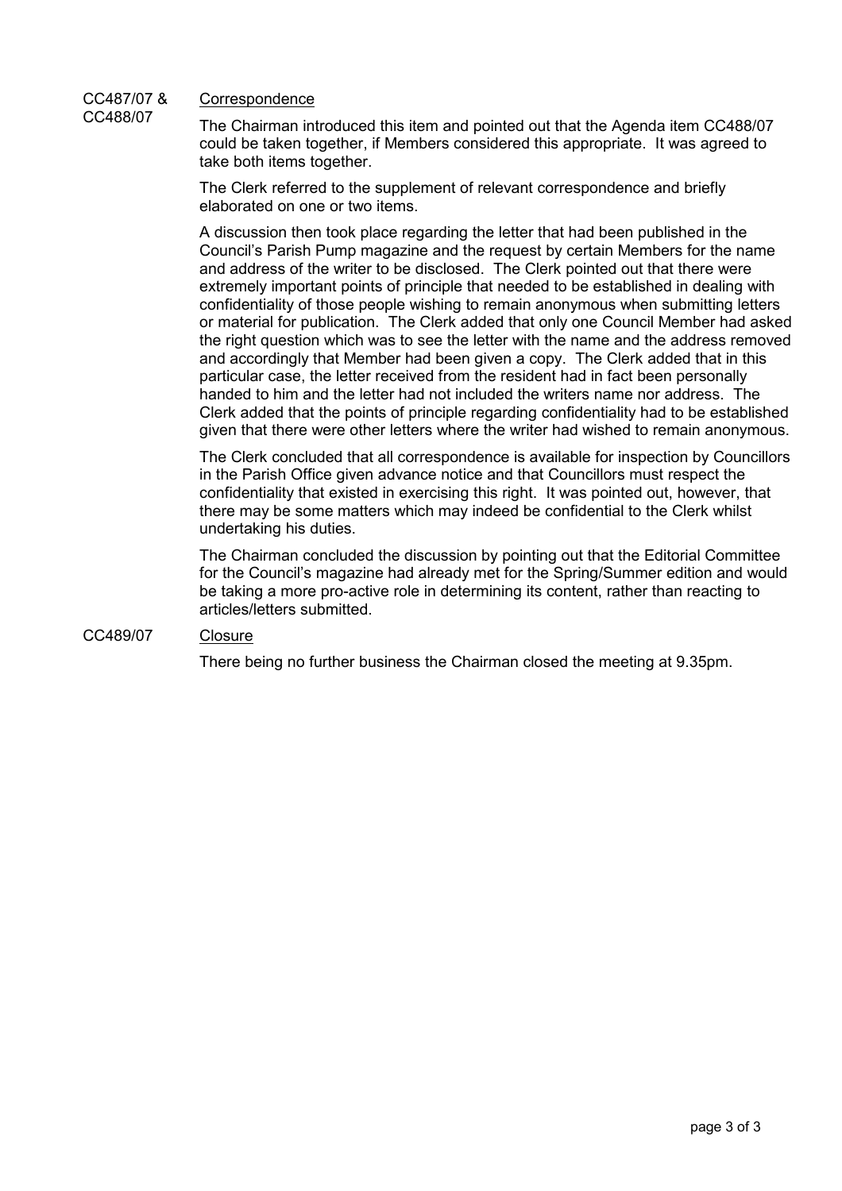CC487/07 & CC488/07 **<u>Correspondence</u>**

The Chairman introduced this item and pointed out that the Agenda item CC488/07 could be taken together, if Members considered this appropriate. It was agreed to take both items together.

The Clerk referred to the supplement of relevant correspondence and briefly elaborated on one or two items.

A discussion then took place regarding the letter that had been published in the Council's Parish Pump magazine and the request by certain Members for the name and address of the writer to be disclosed. The Clerk pointed out that there were extremely important points of principle that needed to be established in dealing with confidentiality of those people wishing to remain anonymous when submitting letters or material for publication. The Clerk added that only one Council Member had asked the right question which was to see the letter with the name and the address removed and accordingly that Member had been given a copy. The Clerk added that in this particular case, the letter received from the resident had in fact been personally handed to him and the letter had not included the writers name nor address. The Clerk added that the points of principle regarding confidentiality had to be established given that there were other letters where the writer had wished to remain anonymous.

The Clerk concluded that all correspondence is available for inspection by Councillors in the Parish Office given advance notice and that Councillors must respect the confidentiality that existed in exercising this right. It was pointed out, however, that there may be some matters which may indeed be confidential to the Clerk whilst undertaking his duties.

The Chairman concluded the discussion by pointing out that the Editorial Committee for the Council's magazine had already met for the Spring/Summer edition and would be taking a more pro-active role in determining its content, rather than reacting to articles/letters submitted.

CC489/07 **<u>Closure</u>**

There being no further business the Chairman closed the meeting at 9.35pm.